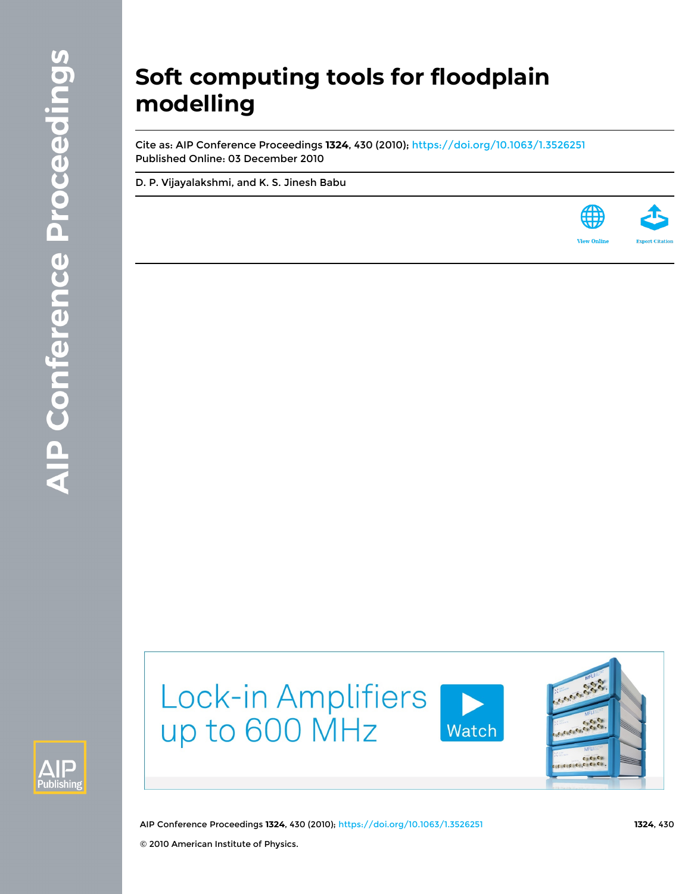# Soft computing tools for floodplain modelling

Cite as: AIP Conference Proceedings **1324**, 430 (2010); https://doi.org/10.1063/1.3526251
Published Online: 03 December 2010

D. P. Vijayalakshmi, and K. S. Jinesh Babu

© 2010 American Institute of Physics.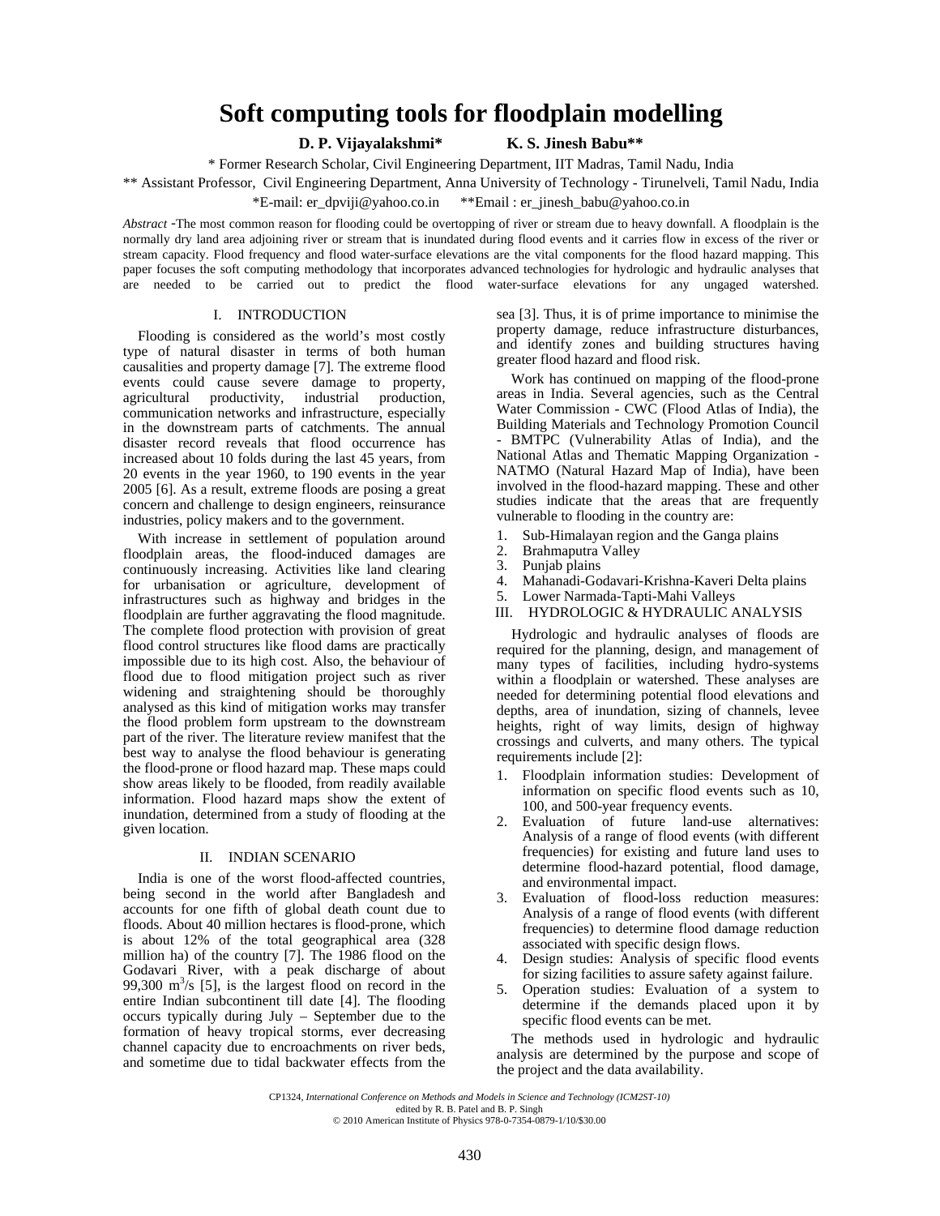# Soft computing tools for floodplain modelling

**D. P. Vijayalakshmi\*** **K. S. Jinesh Babu\*\***

\* Former Research Scholar, Civil Engineering Department, IIT Madras, Tamil Nadu, India

\*\* Assistant Professor, Civil Engineering Department, Anna University of Technology - Tirunelveli, Tamil Nadu, India

\*E-mail: er_dpviji@yahoo.co.in \*\*Email : er_jinesh_babu@yahoo.co.in

*Abstract* -The most common reason for flooding could be overtopping of river or stream due to heavy downfall. A floodplain is the normally dry land area adjoining river or stream that is inundated during flood events and it carries flow in excess of the river or stream capacity. Flood frequency and flood water-surface elevations are the vital components for the flood hazard mapping. This paper focuses the soft computing methodology that incorporates advanced technologies for hydrologic and hydraulic analyses that are needed to be carried out to predict the flood water-surface elevations for any ungaged watershed.

## I. INTRODUCTION

Flooding is considered as the world's most costly type of natural disaster in terms of both human causalities and property damage [7]. The extreme flood events could cause severe damage to property, agricultural productivity, industrial production, communication networks and infrastructure, especially in the downstream parts of catchments. The annual disaster record reveals that flood occurrence has increased about 10 folds during the last 45 years, from 20 events in the year 1960, to 190 events in the year 2005 [6]. As a result, extreme floods are posing a great concern and challenge to design engineers, reinsurance industries, policy makers and to the government.

With increase in settlement of population around floodplain areas, the flood-induced damages are continuously increasing. Activities like land clearing for urbanisation or agriculture, development of infrastructures such as highway and bridges in the floodplain are further aggravating the flood magnitude. The complete flood protection with provision of great flood control structures like flood dams are practically impossible due to its high cost. Also, the behaviour of flood due to flood mitigation project such as river widening and straightening should be thoroughly analysed as this kind of mitigation works may transfer the flood problem form upstream to the downstream part of the river. The literature review manifest that the best way to analyse the flood behaviour is generating the flood-prone or flood hazard map. These maps could show areas likely to be flooded, from readily available information. Flood hazard maps show the extent of inundation, determined from a study of flooding at the given location.

## II. INDIAN SCENARIO

India is one of the worst flood-affected countries, being second in the world after Bangladesh and accounts for one fifth of global death count due to floods. About 40 million hectares is flood-prone, which is about 12% of the total geographical area (328 million ha) of the country [7]. The 1986 flood on the Godavari River, with a peak discharge of about 99,300 $m^3/s$ [5], is the largest flood on record in the entire Indian subcontinent till date [4]. The flooding occurs typically during July – September due to the formation of heavy tropical storms, ever decreasing channel capacity due to encroachments on river beds, and sometime due to tidal backwater effects from the sea [3]. Thus, it is of prime importance to minimise the property damage, reduce infrastructure disturbances, and identify zones and building structures having greater flood hazard and flood risk.

Work has continued on mapping of the flood-prone areas in India. Several agencies, such as the Central Water Commission - CWC (Flood Atlas of India), the Building Materials and Technology Promotion Council - BMTPC (Vulnerability Atlas of India), and the National Atlas and Thematic Mapping Organization - NATMO (Natural Hazard Map of India), have been involved in the flood-hazard mapping. These and other studies indicate that the areas that are frequently vulnerable to flooding in the country are:

1. Sub-Himalayan region and the Ganga plains
2. Brahmaputra Valley
3. Punjab plains
4. Mahanadi-Godavari-Krishna-Kaveri Delta plains
5. Lower Narmada-Tapti-Mahi Valleys

## III. HYDROLOGIC & HYDRAULIC ANALYSIS

Hydrologic and hydraulic analyses of floods are required for the planning, design, and management of many types of facilities, including hydro-systems within a floodplain or watershed. These analyses are needed for determining potential flood elevations and depths, area of inundation, sizing of channels, levee heights, right of way limits, design of highway crossings and culverts, and many others. The typical requirements include [2]:

1. Floodplain information studies: Development of information on specific flood events such as 10, 100, and 500-year frequency events.
2. Evaluation of future land-use alternatives: Analysis of a range of flood events (with different frequencies) for existing and future land uses to determine flood-hazard potential, flood damage, and environmental impact.
3. Evaluation of flood-loss reduction measures: Analysis of a range of flood events (with different frequencies) to determine flood damage reduction associated with specific design flows.
4. Design studies: Analysis of specific flood events for sizing facilities to assure safety against failure.
5. Operation studies: Evaluation of a system to determine if the demands placed upon it by specific flood events can be met.

The methods used in hydrologic and hydraulic analysis are determined by the purpose and scope of the project and the data availability.

CP1324, *International Conference on Methods and Models in Science and Technology (ICM2ST-10)* edited by R. B. Patel and B. P. Singh
© 2010 American Institute of Physics 978-0-7354-0879-1/10/$30.00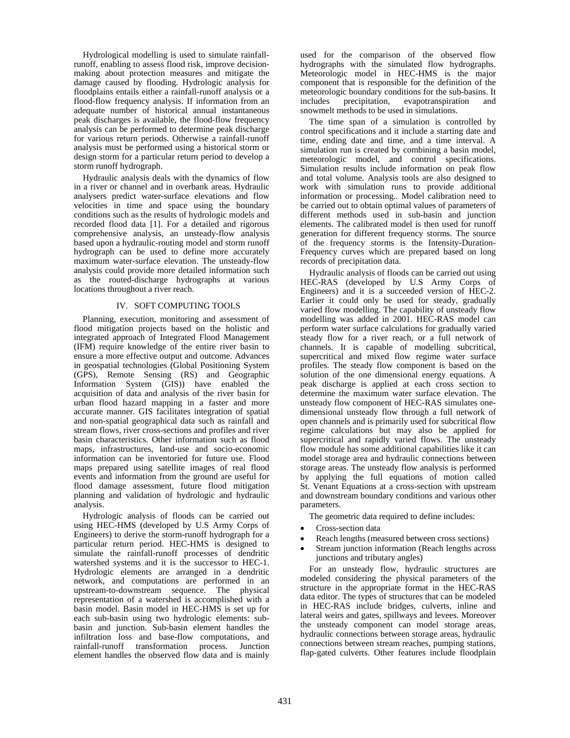Hydrological modelling is used to simulate rainfall-runoff, enabling to assess flood risk, improve decision-making about protection measures and mitigate the damage caused by flooding. Hydrologic analysis for floodplains entails either a rainfall-runoff analysis or a flood-flow frequency analysis. If information from an adequate number of historical annual instantaneous peak discharges is available, the flood-flow frequency analysis can be performed to determine peak discharge for various return periods. Otherwise a rainfall-runoff analysis must be performed using a historical storm or design storm for a particular return period to develop a storm runoff hydrograph.

Hydraulic analysis deals with the dynamics of flow in a river or channel and in overbank areas. Hydraulic analysers predict water-surface elevations and flow velocities in time and space using the boundary conditions such as the results of hydrologic models and recorded flood data [1]. For a detailed and rigorous comprehensive analysis, an unsteady-flow analysis based upon a hydraulic-routing model and storm runoff hydrograph can be used to define more accurately maximum water-surface elevation. The unsteady-flow analysis could provide more detailed information such as the routed-discharge hydrographs at various locations throughout a river reach.

## IV. SOFT COMPUTING TOOLS

Planning, execution, monitoring and assessment of flood mitigation projects based on the holistic and integrated approach of Integrated Flood Management (IFM) require knowledge of the entire river basin to ensure a more effective output and outcome. Advances in geospatial technologies (Global Positioning System (GPS), Remote Sensing (RS) and Geographic Information System (GIS)) have enabled the acquisition of data and analysis of the river basin for urban flood hazard mapping in a faster and more accurate manner. GIS facilitates integration of spatial and non-spatial geographical data such as rainfall and stream flows, river cross-sections and profiles and river basin characteristics. Other information such as flood maps, infrastructures, land-use and socio-economic information can be inventoried for future use. Flood maps prepared using satellite images of real flood events and information from the ground are useful for flood damage assessment, future flood mitigation planning and validation of hydrologic and hydraulic analysis.

Hydrologic analysis of floods can be carried out using HEC-HMS (developed by U.S Army Corps of Engineers) to derive the storm-runoff hydrograph for a particular return period. HEC-HMS is designed to simulate the rainfall-runoff processes of dendritic watershed systems and it is the successor to HEC-1. Hydrologic elements are arranged in a dendritic network, and computations are performed in an upstream-to-downstream sequence. The physical representation of a watershed is accomplished with a basin model. Basin model in HEC-HMS is set up for each sub-basin using two hydrologic elements: sub-basin and junction. Sub-basin element handles the infiltration loss and base-flow computations, and rainfall-runoff transformation process. Junction element handles the observed flow data and is mainly used for the comparison of the observed flow hydrographs with the simulated flow hydrographs. Meteorologic model in HEC-HMS is the major component that is responsible for the definition of the meteorologic boundary conditions for the sub-basins. It includes precipitation, evapotranspiration and snowmelt methods to be used in simulations.

The time span of a simulation is controlled by control specifications and it include a starting date and time, ending date and time, and a time interval. A simulation run is created by combining a basin model, meteorologic model, and control specifications. Simulation results include information on peak flow and total volume. Analysis tools are also designed to work with simulation runs to provide additional information or processing.. Model calibration need to be carried out to obtain optimal values of parameters of different methods used in sub-basin and junction elements. The calibrated model is then used for runoff generation for different frequency storms. The source of the frequency storms is the Intensity-Duration-Frequency curves which are prepared based on long records of precipitation data.

Hydraulic analysis of floods can be carried out using HEC-RAS (developed by U.S Army Corps of Engineers) and it is a succeeded version of HEC-2. Earlier it could only be used for steady, gradually varied flow modelling. The capability of unsteady flow modelling was added in 2001. HEC-RAS model can perform water surface calculations for gradually varied steady flow for a river reach, or a full network of channels. It is capable of modelling subcritical, supercritical and mixed flow regime water surface profiles. The steady flow component is based on the solution of the one dimensional energy equations. A peak discharge is applied at each cross section to determine the maximum water surface elevation. The unsteady flow component of HEC-RAS simulates one-dimensional unsteady flow through a full network of open channels and is primarily used for subcritical flow regime calculations but may also be applied for supercritical and rapidly varied flows. The unsteady flow module has some additional capabilities like it can model storage area and hydraulic connections between storage areas. The unsteady flow analysis is performed by applying the full equations of motion called St. Venant Equations at a cross-section with upstream and downstream boundary conditions and various other parameters.

The geometric data required to define includes:

- Cross-section data
- Reach lengths (measured between cross sections)
- Stream junction information (Reach lengths across junctions and tributary angles)

For an unsteady flow, hydraulic structures are modeled considering the physical parameters of the structure in the appropriate format in the HEC-RAS data editor. The types of structures that can be modeled in HEC-RAS include bridges, culverts, inline and lateral weirs and gates, spillways and levees. Moreover the unsteady component can model storage areas, hydraulic connections between storage areas, hydraulic connections between stream reaches, pumping stations, flap-gated culverts. Other features include floodplain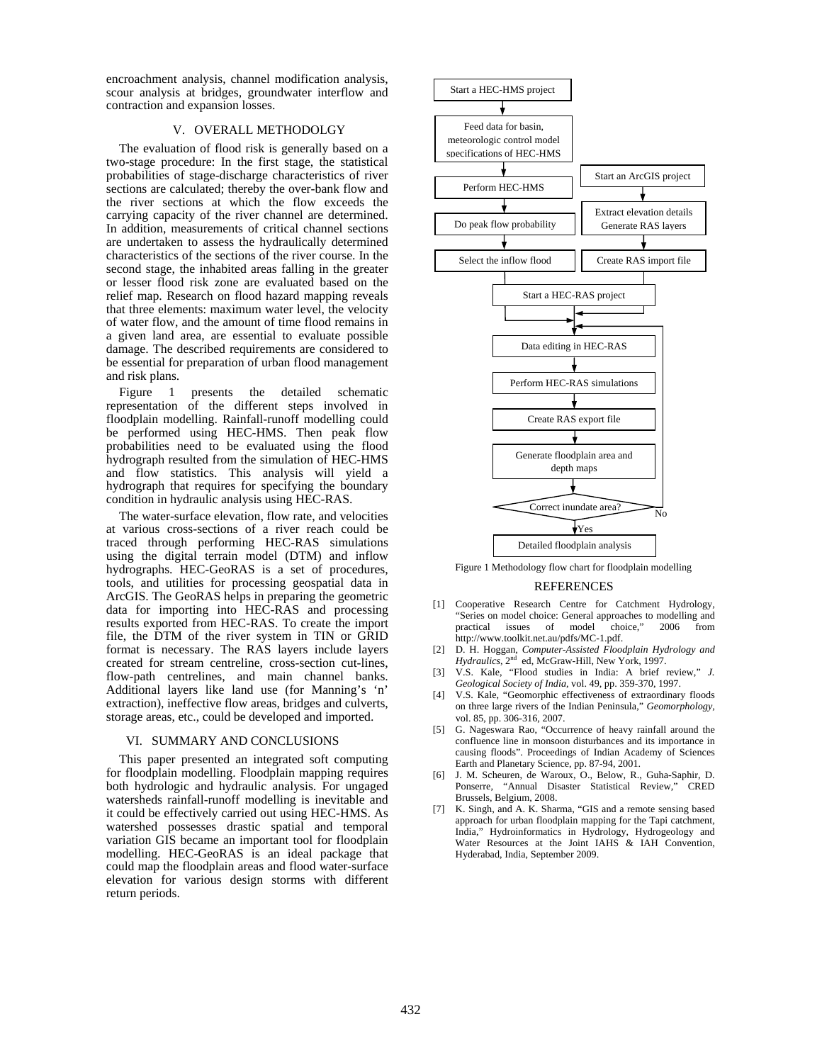encroachment analysis, channel modification analysis, scour analysis at bridges, groundwater interflow and contraction and expansion losses.

## V. OVERALL METHODOLGY

The evaluation of flood risk is generally based on a two-stage procedure: In the first stage, the statistical probabilities of stage-discharge characteristics of river sections are calculated; thereby the over-bank flow and the river sections at which the flow exceeds the carrying capacity of the river channel are determined. In addition, measurements of critical channel sections are undertaken to assess the hydraulically determined characteristics of the sections of the river course. In the second stage, the inhabited areas falling in the greater or lesser flood risk zone are evaluated based on the relief map. Research on flood hazard mapping reveals that three elements: maximum water level, the velocity of water flow, and the amount of time flood remains in a given land area, are essential to evaluate possible damage. The described requirements are considered to be essential for preparation of urban flood management and risk plans.

Figure 1 presents the detailed schematic representation of the different steps involved in floodplain modelling. Rainfall-runoff modelling could be performed using HEC-HMS. Then peak flow probabilities need to be evaluated using the flood hydrograph resulted from the simulation of HEC-HMS and flow statistics. This analysis will yield a hydrograph that requires for specifying the boundary condition in hydraulic analysis using HEC-RAS.

The water-surface elevation, flow rate, and velocities at various cross-sections of a river reach could be traced through performing HEC-RAS simulations using the digital terrain model (DTM) and inflow hydrographs. HEC-GeoRAS is a set of procedures, tools, and utilities for processing geospatial data in ArcGIS. The GeoRAS helps in preparing the geometric data for importing into HEC-RAS and processing results exported from HEC-RAS. To create the import file, the DTM of the river system in TIN or GRID format is necessary. The RAS layers include layers created for stream centreline, cross-section cut-lines, flow-path centrelines, and main channel banks. Additional layers like land use (for Manning's 'n' extraction), ineffective flow areas, bridges and culverts, storage areas, etc., could be developed and imported.

## VI. SUMMARY AND CONCLUSIONS

This paper presented an integrated soft computing for floodplain modelling. Floodplain mapping requires both hydrologic and hydraulic analysis. For ungaged watersheds rainfall-runoff modelling is inevitable and it could be effectively carried out using HEC-HMS. As watershed possesses drastic spatial and temporal variation GIS became an important tool for floodplain modelling. HEC-GeoRAS is an ideal package that could map the floodplain areas and flood water-surface elevation for various design storms with different return periods.

Start a HEC-HMS project
Feed data for basin, meteorologic control model specifications of HEC-HMS
Perform HEC-HMS
Do peak flow probability
Select the inflow flood
Start an ArcGIS project
Extract elevation details Generate RAS layers
Create RAS import file
Start a HEC-RAS project
Data editing in HEC-RAS
Perform HEC-RAS simulations
Create RAS export file
Generate floodplain area and depth maps
Correct inundate area?
No
Yes
Detailed floodplain analysis

Figure 1 Methodology flow chart for floodplain modelling

## REFERENCES

[1] Cooperative Research Centre for Catchment Hydrology, "Series on model choice: General approaches to modelling and practical issues of model choice," 2006 from http://www.toolkit.net.au/pdfs/MC-1.pdf.

[2] D. H. Hoggan, *Computer-Assisted Floodplain Hydrology and Hydraulics*, 2nd ed, McGraw-Hill, New York, 1997.

[3] V.S. Kale, "Flood studies in India: A brief review," *J. Geological Society of India*, vol. 49, pp. 359-370, 1997.

[4] V.S. Kale, "Geomorphic effectiveness of extraordinary floods on three large rivers of the Indian Peninsula," *Geomorphology*, vol. 85, pp. 306-316, 2007.

[5] G. Nageswara Rao, "Occurrence of heavy rainfall around the confluence line in monsoon disturbances and its importance in causing floods". Proceedings of Indian Academy of Sciences Earth and Planetary Science, pp. 87-94, 2001.

[6] J. M. Scheuren, de Waroux, O., Below, R., Guha-Saphir, D. Ponserre, "Annual Disaster Statistical Review," CRED Brussels, Belgium, 2008.

[7] K. Singh, and A. K. Sharma, "GIS and a remote sensing based approach for urban floodplain mapping for the Tapi catchment, India," Hydroinformatics in Hydrology, Hydrogeology and Water Resources at the Joint IAHS & IAH Convention, Hyderabad, India, September 2009.